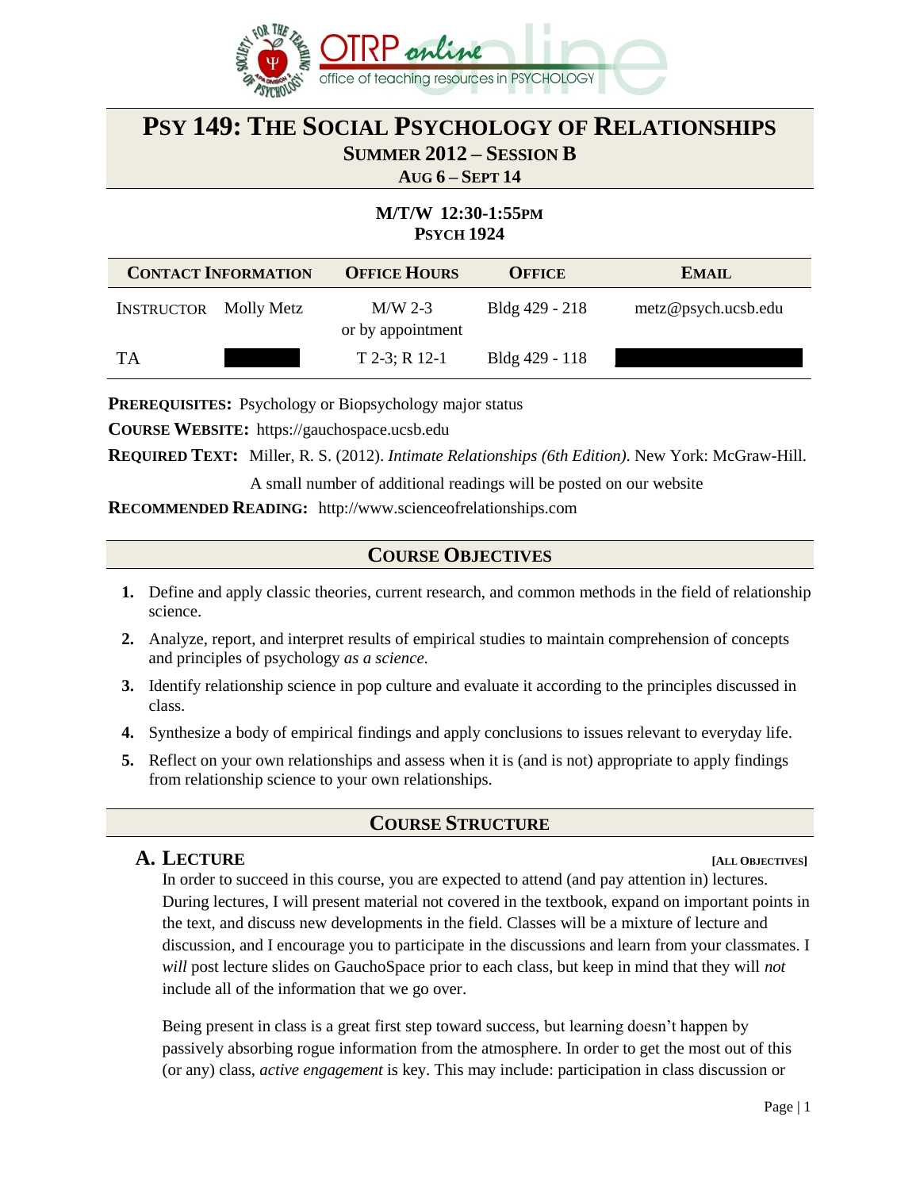# PSY 149: THE SOCIAL PSYCHOLOGY OF RELATIONSHIPS

## SUMMER 2012 – SESSION B

**AUG 6 – SEPT 14**

**M/T/W 12:30-1:55PM**
**PSYCH 1924**

| CONTACT INFORMATION | | OFFICE HOURS | OFFICE | EMAIL |
|---|---|---|---|---|
| INSTRUCTOR | Molly Metz | M/W 2-3 or by appointment | Bldg 429 - 218 | metz@psych.ucsb.edu |
| TA | | T 2-3; R 12-1 | Bldg 429 - 118 | |

**PREREQUISITES:** Psychology or Biopsychology major status

**COURSE WEBSITE:** https://gauchospace.ucsb.edu

**REQUIRED TEXT:** Miller, R. S. (2012). *Intimate Relationships (6th Edition)*. New York: McGraw-Hill.
A small number of additional readings will be posted on our website

**RECOMMENDED READING:** http://www.scienceofrelationships.com

## COURSE OBJECTIVES

1. Define and apply classic theories, current research, and common methods in the field of relationship science.
2. Analyze, report, and interpret results of empirical studies to maintain comprehension of concepts and principles of psychology *as a science.*
3. Identify relationship science in pop culture and evaluate it according to the principles discussed in class.
4. Synthesize a body of empirical findings and apply conclusions to issues relevant to everyday life.
5. Reflect on your own relationships and assess when it is (and is not) appropriate to apply findings from relationship science to your own relationships.

## COURSE STRUCTURE

### A. LECTURE

**[ALL OBJECTIVES]**

In order to succeed in this course, you are expected to attend (and pay attention in) lectures. During lectures, I will present material not covered in the textbook, expand on important points in the text, and discuss new developments in the field. Classes will be a mixture of lecture and discussion, and I encourage you to participate in the discussions and learn from your classmates. I *will* post lecture slides on GauchoSpace prior to each class, but keep in mind that they will *not* include all of the information that we go over.

Being present in class is a great first step toward success, but learning doesn't happen by passively absorbing rogue information from the atmosphere. In order to get the most out of this (or any) class, *active engagement* is key. This may include: participation in class discussion or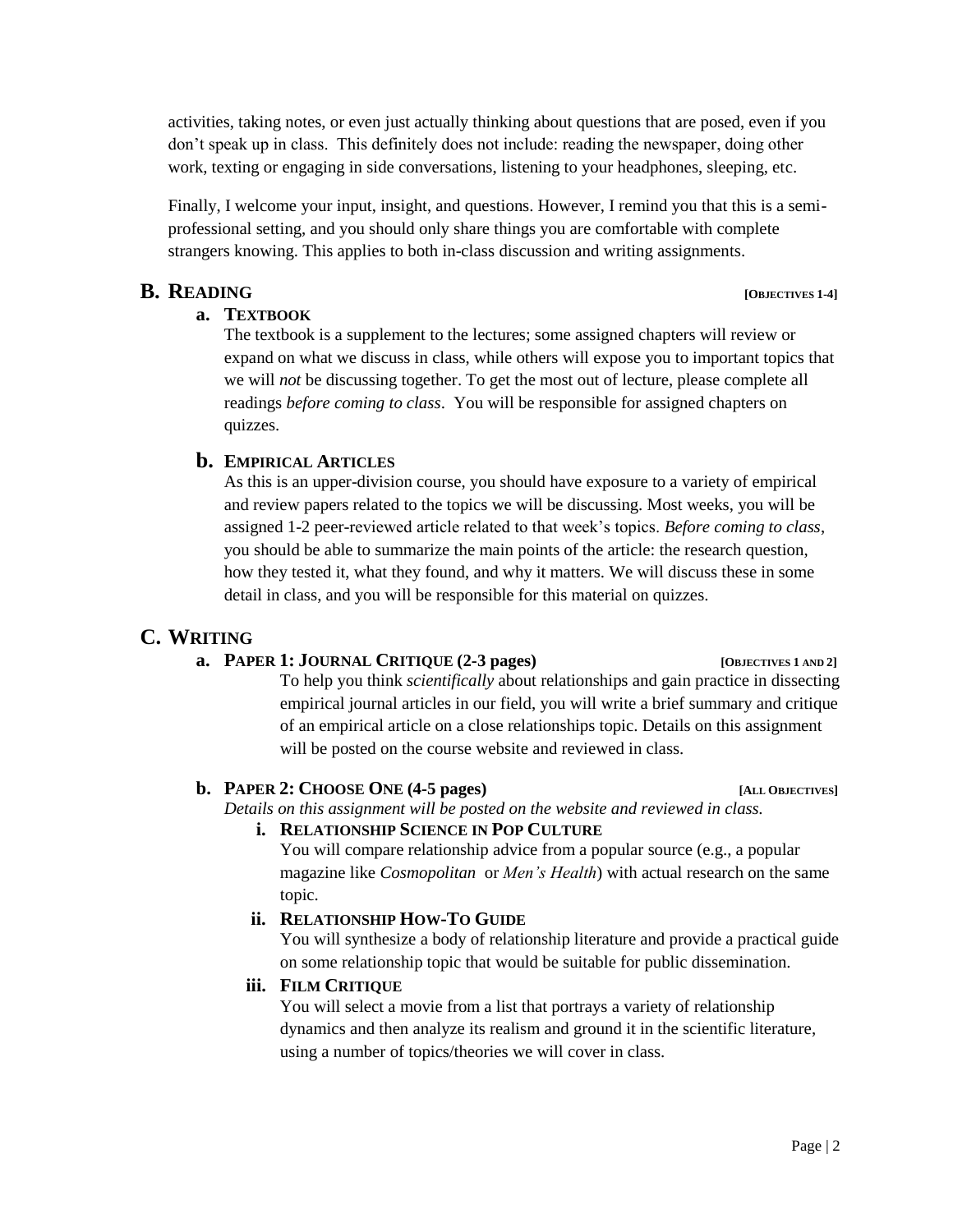activities, taking notes, or even just actually thinking about questions that are posed, even if you don't speak up in class. This definitely does not include: reading the newspaper, doing other work, texting or engaging in side conversations, listening to your headphones, sleeping, etc.

Finally, I welcome your input, insight, and questions. However, I remind you that this is a semi-professional setting, and you should only share things you are comfortable with complete strangers knowing. This applies to both in-class discussion and writing assignments.

## B. READING [OBJECTIVES 1-4]

### a. TEXTBOOK

The textbook is a supplement to the lectures; some assigned chapters will review or expand on what we discuss in class, while others will expose you to important topics that we will *not* be discussing together. To get the most out of lecture, please complete all readings *before coming to class*. You will be responsible for assigned chapters on quizzes.

### b. EMPIRICAL ARTICLES

As this is an upper-division course, you should have exposure to a variety of empirical and review papers related to the topics we will be discussing. Most weeks, you will be assigned 1-2 peer-reviewed article related to that week's topics. *Before coming to class*, you should be able to summarize the main points of the article: the research question, how they tested it, what they found, and why it matters. We will discuss these in some detail in class, and you will be responsible for this material on quizzes.

## C. WRITING

### a. PAPER 1: JOURNAL CRITIQUE (2-3 pages) [OBJECTIVES 1 AND 2]

To help you think *scientifically* about relationships and gain practice in dissecting empirical journal articles in our field, you will write a brief summary and critique of an empirical article on a close relationships topic. Details on this assignment will be posted on the course website and reviewed in class.

### b. PAPER 2: CHOOSE ONE (4-5 pages) [ALL OBJECTIVES]

*Details on this assignment will be posted on the website and reviewed in class.*

#### i. RELATIONSHIP SCIENCE IN POP CULTURE

You will compare relationship advice from a popular source (e.g., a popular magazine like *Cosmopolitan* or *Men's Health*) with actual research on the same topic.

#### ii. RELATIONSHIP HOW-TO GUIDE

You will synthesize a body of relationship literature and provide a practical guide on some relationship topic that would be suitable for public dissemination.

#### iii. FILM CRITIQUE

You will select a movie from a list that portrays a variety of relationship dynamics and then analyze its realism and ground it in the scientific literature, using a number of topics/theories we will cover in class.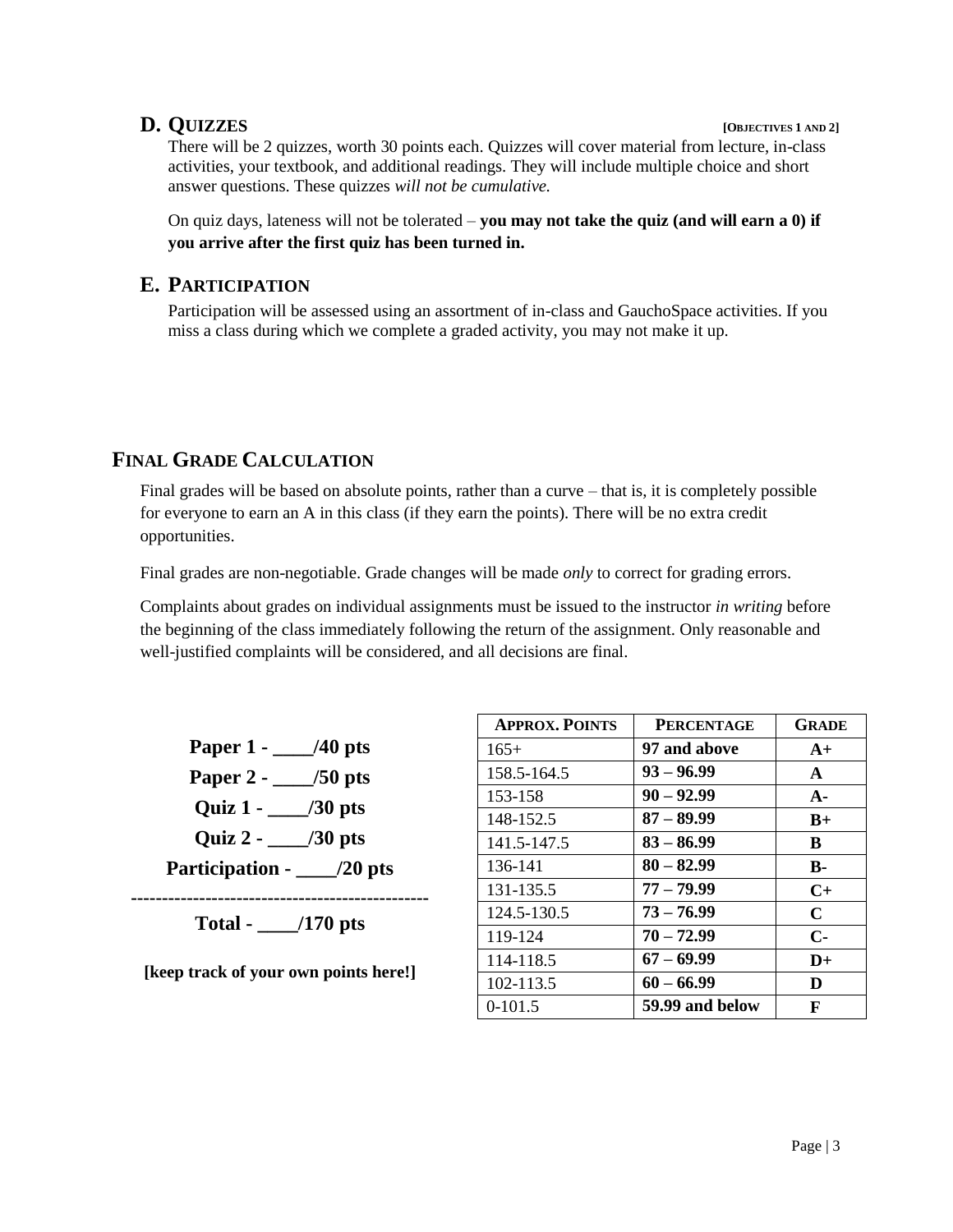## D. QUIZZES **[OBJECTIVES 1 AND 2]**

There will be 2 quizzes, worth 30 points each. Quizzes will cover material from lecture, in-class activities, your textbook, and additional readings. They will include multiple choice and short answer questions. These quizzes *will not be cumulative.*

On quiz days, lateness will not be tolerated – **you may not take the quiz (and will earn a 0) if you arrive after the first quiz has been turned in.**

## E. PARTICIPATION

Participation will be assessed using an assortment of in-class and GauchoSpace activities. If you miss a class during which we complete a graded activity, you may not make it up.

# FINAL GRADE CALCULATION

Final grades will be based on absolute points, rather than a curve – that is, it is completely possible for everyone to earn an A in this class (if they earn the points). There will be no extra credit opportunities.

Final grades are non-negotiable. Grade changes will be made *only* to correct for grading errors.

Complaints about grades on individual assignments must be issued to the instructor *in writing* before the beginning of the class immediately following the return of the assignment. Only reasonable and well-justified complaints will be considered, and all decisions are final.

**Paper 1 - ____/40 pts**

**Paper 2 - ____/50 pts**

**Quiz 1 - ____/30 pts**

**Quiz 2 - ____/30 pts**

**Participation - ____/20 pts**

-----------------------------------------------

**Total - ____/170 pts**

**[keep track of your own points here!]**

| APPROX. POINTS | PERCENTAGE | GRADE |
|---|---|---|
| 165+ | **97 and above** | **A+** |
| 158.5-164.5 | **93 – 96.99** | **A** |
| 153-158 | **90 – 92.99** | **A-** |
| 148-152.5 | **87 – 89.99** | **B+** |
| 141.5-147.5 | **83 – 86.99** | **B** |
| 136-141 | **80 – 82.99** | **B-** |
| 131-135.5 | **77 – 79.99** | **C+** |
| 124.5-130.5 | **73 – 76.99** | **C** |
| 119-124 | **70 – 72.99** | **C-** |
| 114-118.5 | **67 – 69.99** | **D+** |
| 102-113.5 | **60 – 66.99** | **D** |
| 0-101.5 | **59.99 and below** | **F** |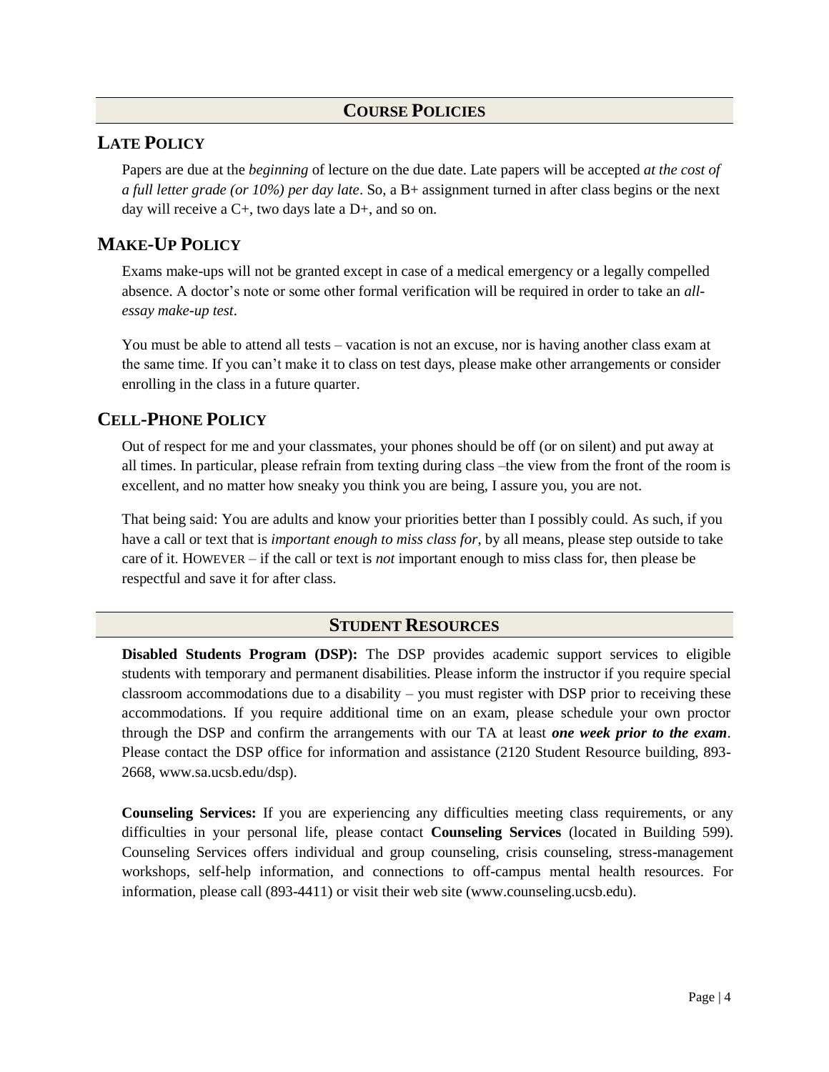## Course Policies

### Late Policy

Papers are due at the *beginning* of lecture on the due date. Late papers will be accepted *at the cost of a full letter grade (or 10%) per day late*. So, a B+ assignment turned in after class begins or the next day will receive a C+, two days late a D+, and so on.

### Make-Up Policy

Exams make-ups will not be granted except in case of a medical emergency or a legally compelled absence. A doctor's note or some other formal verification will be required in order to take an *all-essay make-up test*.

You must be able to attend all tests – vacation is not an excuse, nor is having another class exam at the same time. If you can't make it to class on test days, please make other arrangements or consider enrolling in the class in a future quarter.

### Cell-Phone Policy

Out of respect for me and your classmates, your phones should be off (or on silent) and put away at all times. In particular, please refrain from texting during class –the view from the front of the room is excellent, and no matter how sneaky you think you are being, I assure you, you are not.

That being said: You are adults and know your priorities better than I possibly could. As such, if you have a call or text that is *important enough to miss class for*, by all means, please step outside to take care of it. HOWEVER – if the call or text is *not* important enough to miss class for, then please be respectful and save it for after class.

## Student Resources

**Disabled Students Program (DSP):** The DSP provides academic support services to eligible students with temporary and permanent disabilities. Please inform the instructor if you require special classroom accommodations due to a disability – you must register with DSP prior to receiving these accommodations. If you require additional time on an exam, please schedule your own proctor through the DSP and confirm the arrangements with our TA at least ***one week prior to the exam***. Please contact the DSP office for information and assistance (2120 Student Resource building, 893-2668, www.sa.ucsb.edu/dsp).

**Counseling Services:** If you are experiencing any difficulties meeting class requirements, or any difficulties in your personal life, please contact **Counseling Services** (located in Building 599). Counseling Services offers individual and group counseling, crisis counseling, stress-management workshops, self-help information, and connections to off-campus mental health resources. For information, please call (893-4411) or visit their web site (www.counseling.ucsb.edu).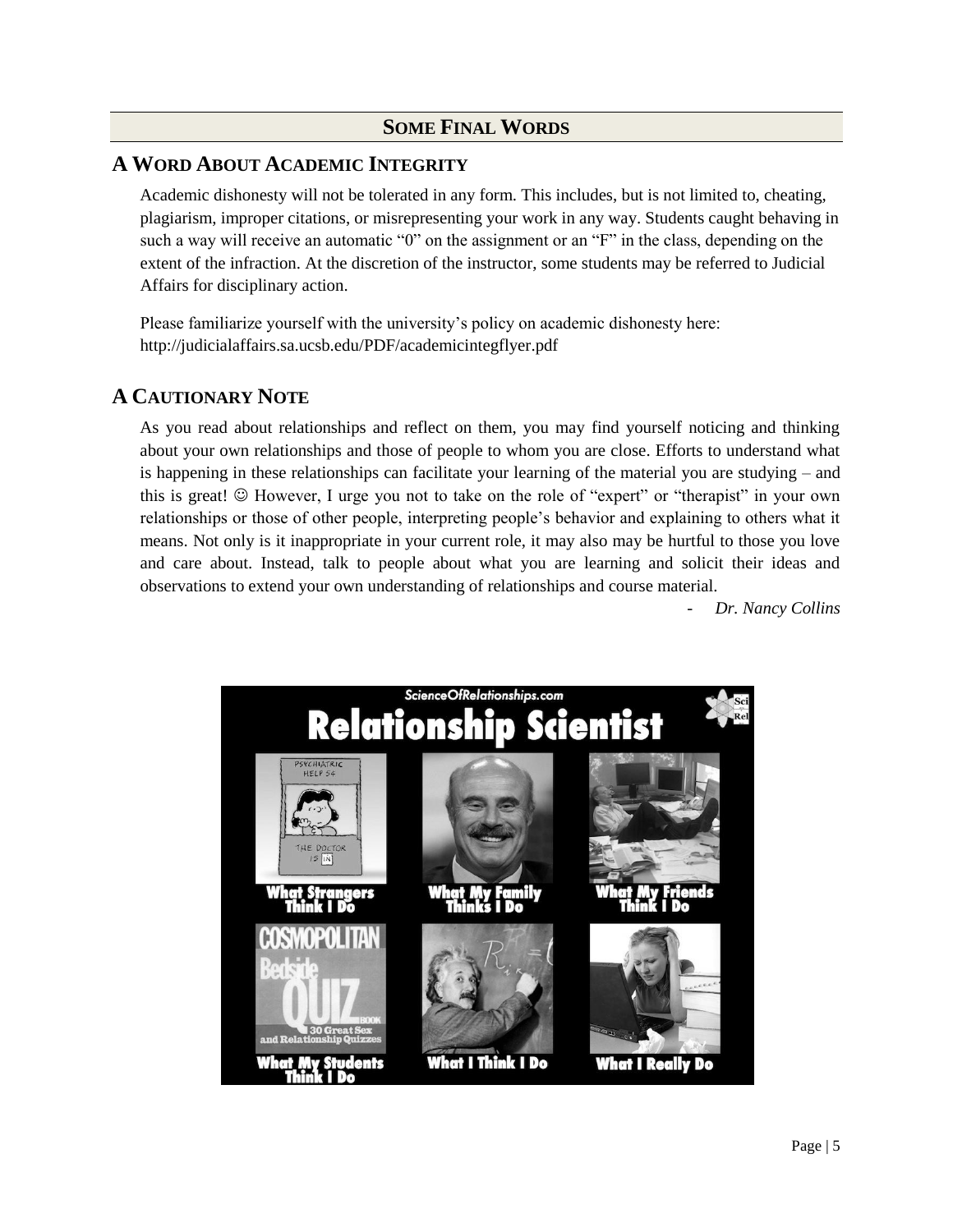## SOME FINAL WORDS

### A WORD ABOUT ACADEMIC INTEGRITY

Academic dishonesty will not be tolerated in any form. This includes, but is not limited to, cheating, plagiarism, improper citations, or misrepresenting your work in any way. Students caught behaving in such a way will receive an automatic "0" on the assignment or an "F" in the class, depending on the extent of the infraction. At the discretion of the instructor, some students may be referred to Judicial Affairs for disciplinary action.

Please familiarize yourself with the university's policy on academic dishonesty here: http://judicialaffairs.sa.ucsb.edu/PDF/academicintegflyer.pdf

### A CAUTIONARY NOTE

As you read about relationships and reflect on them, you may find yourself noticing and thinking about your own relationships and those of people to whom you are close. Efforts to understand what is happening in these relationships can facilitate your learning of the material you are studying – and this is great! ☺ However, I urge you not to take on the role of "expert" or "therapist" in your own relationships or those of other people, interpreting people's behavior and explaining to others what it means. Not only is it inappropriate in your current role, it may also may be hurtful to those you love and care about. Instead, talk to people about what you are learning and solicit their ideas and observations to extend your own understanding of relationships and course material.

\- *Dr. Nancy Collins*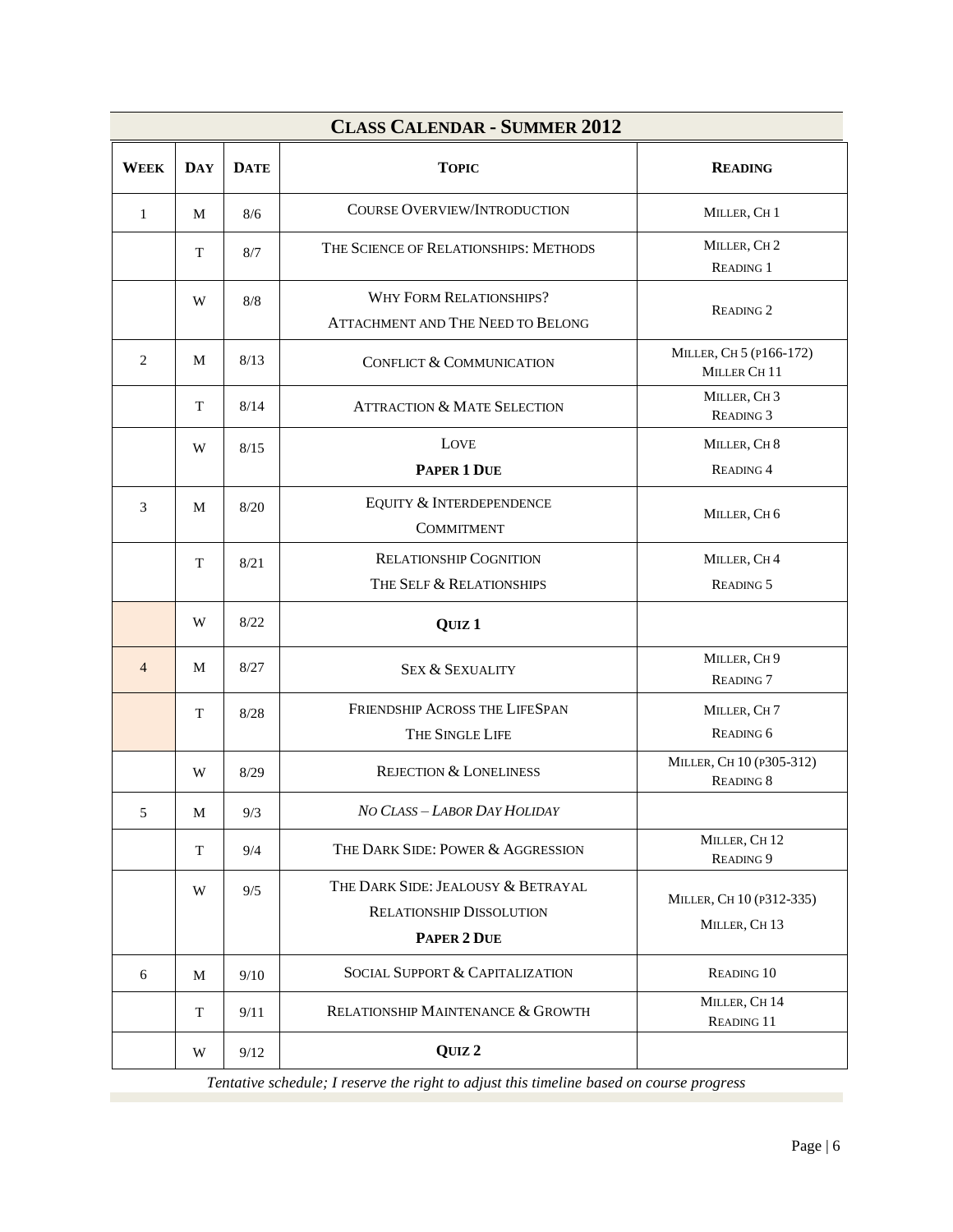## Class Calendar - Summer 2012

| Week | Day | Date | Topic | Reading |
|---|---|---|---|---|
| 1 | M | 8/6 | Course Overview/Introduction | Miller, Ch 1 |
| | T | 8/7 | The Science of Relationships: Methods | Miller, Ch 2<br>Reading 1 |
| | W | 8/8 | Why Form Relationships?<br>Attachment and The Need to Belong | Reading 2 |
| 2 | M | 8/13 | Conflict & Communication | Miller, Ch 5 (p166-172)<br>Miller Ch 11 |
| | T | 8/14 | Attraction & Mate Selection | Miller, Ch 3<br>Reading 3 |
| | W | 8/15 | Love<br>**Paper 1 Due** | Miller, Ch 8<br>Reading 4 |
| 3 | M | 8/20 | Equity & Interdependence<br>Commitment | Miller, Ch 6 |
| | T | 8/21 | Relationship Cognition<br>The Self & Relationships | Miller, Ch 4<br>Reading 5 |
| | W | 8/22 | **Quiz 1** | |
| 4 | M | 8/27 | Sex & Sexuality | Miller, Ch 9<br>Reading 7 |
| | T | 8/28 | Friendship Across the LifeSpan<br>The Single Life | Miller, Ch 7<br>Reading 6 |
| | W | 8/29 | Rejection & Loneliness | Miller, Ch 10 (p305-312)<br>Reading 8 |
| 5 | M | 9/3 | *No Class – Labor Day Holiday* | |
| | T | 9/4 | The Dark Side: Power & Aggression | Miller, Ch 12<br>Reading 9 |
| | W | 9/5 | The Dark Side: Jealousy & Betrayal<br>Relationship Dissolution<br>**Paper 2 Due** | Miller, Ch 10 (p312-335)<br>Miller, Ch 13 |
| 6 | M | 9/10 | Social Support & Capitalization | Reading 10 |
| | T | 9/11 | Relationship Maintenance & Growth | Miller, Ch 14<br>Reading 11 |
| | W | 9/12 | **Quiz 2** | |

*Tentative schedule; I reserve the right to adjust this timeline based on course progress*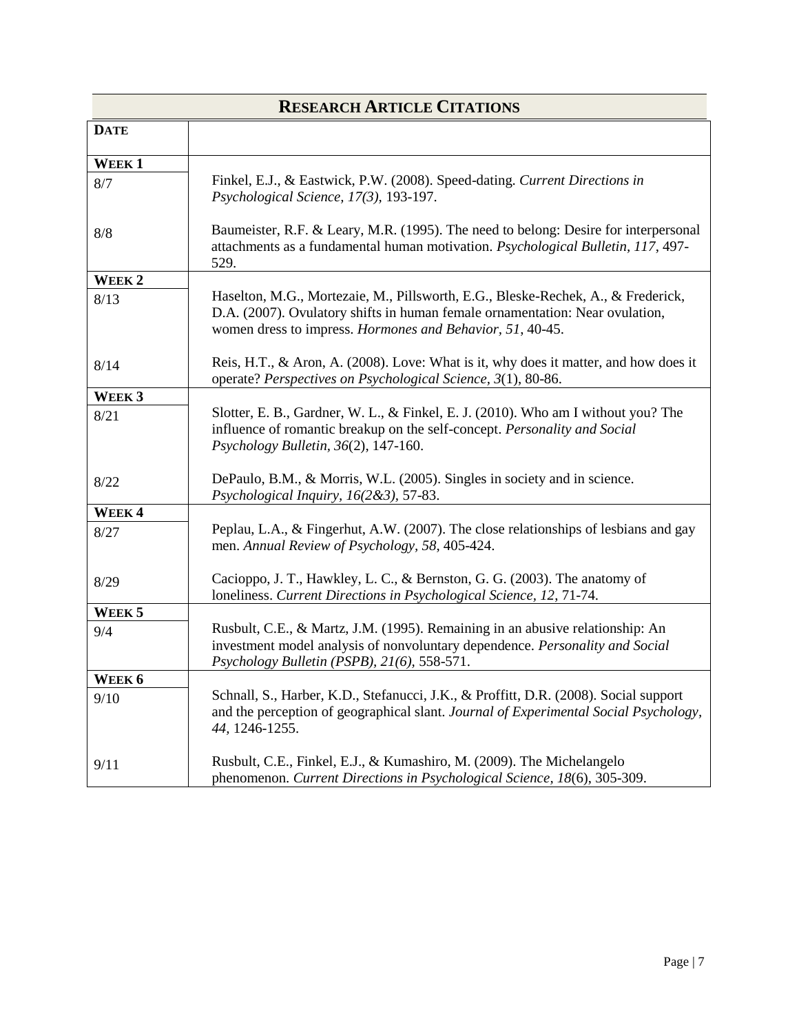## RESEARCH ARTICLE CITATIONS

| DATE | |
|---|---|
| **WEEK 1** | |
| 8/7 | Finkel, E.J., & Eastwick, P.W. (2008). Speed-dating. *Current Directions in Psychological Science, 17(3),* 193-197. |
| 8/8 | Baumeister, R.F. & Leary, M.R. (1995). The need to belong: Desire for interpersonal attachments as a fundamental human motivation. *Psychological Bulletin, 117*, 497-529. |
| **WEEK 2** | |
| 8/13 | Haselton, M.G., Mortezaie, M., Pillsworth, E.G., Bleske-Rechek, A., & Frederick, D.A. (2007). Ovulatory shifts in human female ornamentation: Near ovulation, women dress to impress. *Hormones and Behavior, 51*, 40-45. |
| 8/14 | Reis, H.T., & Aron, A. (2008). Love: What is it, why does it matter, and how does it operate? *Perspectives on Psychological Science, 3*(1), 80-86. |
| **WEEK 3** | |
| 8/21 | Slotter, E. B., Gardner, W. L., & Finkel, E. J. (2010). Who am I without you? The influence of romantic breakup on the self-concept. *Personality and Social Psychology Bulletin, 36*(2), 147-160. |
| 8/22 | DePaulo, B.M., & Morris, W.L. (2005). Singles in society and in science. *Psychological Inquiry, 16(2&3),* 57-83. |
| **WEEK 4** | |
| 8/27 | Peplau, L.A., & Fingerhut, A.W. (2007). The close relationships of lesbians and gay men. *Annual Review of Psychology, 58,* 405-424. |
| 8/29 | Cacioppo, J. T., Hawkley, L. C., & Bernston, G. G. (2003). The anatomy of loneliness. *Current Directions in Psychological Science, 12,* 71-74. |
| **WEEK 5** | |
| 9/4 | Rusbult, C.E., & Martz, J.M. (1995). Remaining in an abusive relationship: An investment model analysis of nonvoluntary dependence. *Personality and Social Psychology Bulletin (PSPB), 21(6),* 558-571. |
| **WEEK 6** | |
| 9/10 | Schnall, S., Harber, K.D., Stefanucci, J.K., & Proffitt, D.R. (2008). Social support and the perception of geographical slant. *Journal of Experimental Social Psychology, 44,* 1246-1255. |
| 9/11 | Rusbult, C.E., Finkel, E.J., & Kumashiro, M. (2009). The Michelangelo phenomenon. *Current Directions in Psychological Science, 18*(6), 305-309. |